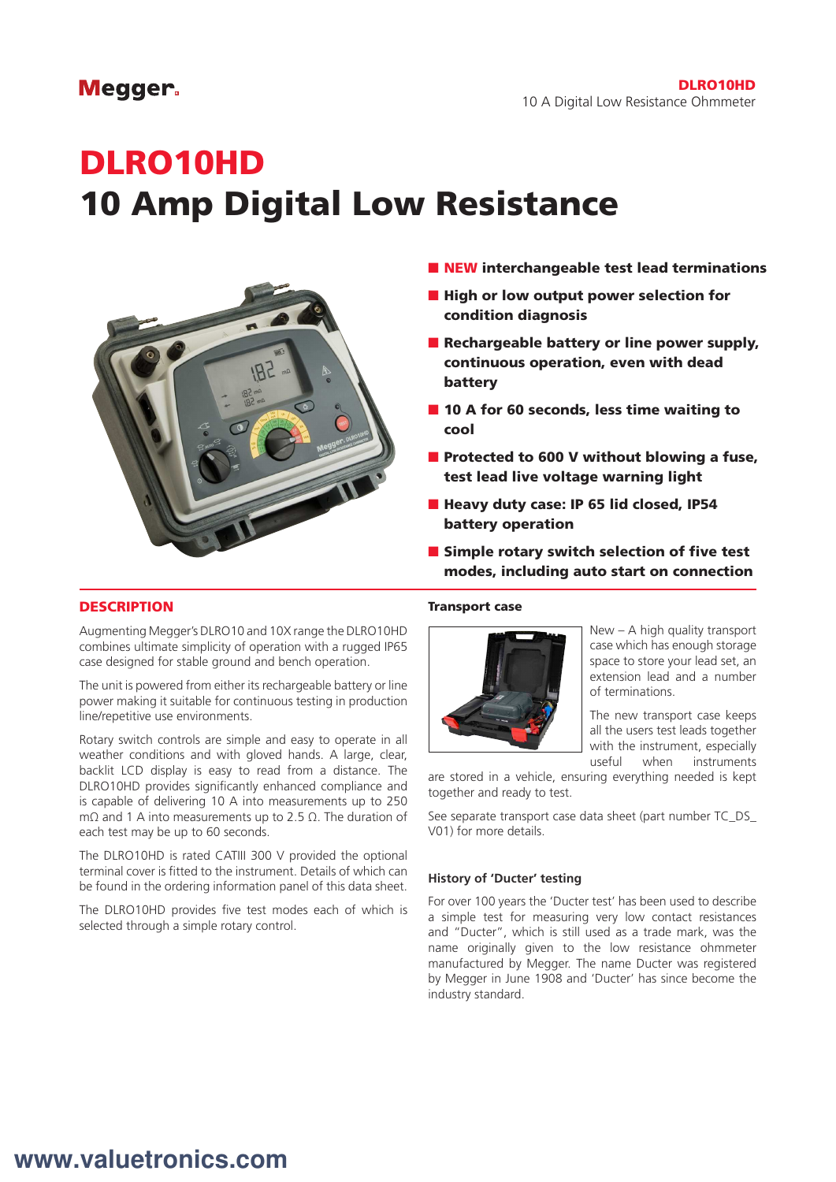Megger.

# DLRO10HD
# 10 Amp Digital Low Resistance

- **NEW interchangeable test lead terminations**
- **High or low output power selection for condition diagnosis**
- **Rechargeable battery or line power supply, continuous operation, even with dead battery**
- **10 A for 60 seconds, less time waiting to cool**
- **Protected to 600 V without blowing a fuse, test lead live voltage warning light**
- **Heavy duty case: IP 65 lid closed, IP54 battery operation**
- **Simple rotary switch selection of five test modes, including auto start on connection**

## DESCRIPTION

Augmenting Megger's DLRO10 and 10X range the DLRO10HD combines ultimate simplicity of operation with a rugged IP65 case designed for stable ground and bench operation.

The unit is powered from either its rechargeable battery or line power making it suitable for continuous testing in production line/repetitive use environments.

Rotary switch controls are simple and easy to operate in all weather conditions and with gloved hands. A large, clear, backlit LCD display is easy to read from a distance. The DLRO10HD provides significantly enhanced compliance and is capable of delivering 10 A into measurements up to 250 mΩ and 1 A into measurements up to 2.5 Ω. The duration of each test may be up to 60 seconds.

The DLRO10HD is rated CATIII 300 V provided the optional terminal cover is fitted to the instrument. Details of which can be found in the ordering information panel of this data sheet.

The DLRO10HD provides five test modes each of which is selected through a simple rotary control.

### Transport case

New – A high quality transport case which has enough storage space to store your lead set, an extension lead and a number of terminations.

The new transport case keeps all the users test leads together with the instrument, especially useful when instruments are stored in a vehicle, ensuring everything needed is kept together and ready to test.

See separate transport case data sheet (part number TC_DS_V01) for more details.

### History of 'Ducter' testing

For over 100 years the 'Ducter test' has been used to describe a simple test for measuring very low contact resistances and "Ducter", which is still used as a trade mark, was the name originally given to the low resistance ohmmeter manufactured by Megger. The name Ducter was registered by Megger in June 1908 and 'Ducter' has since become the industry standard.

www.valuetronics.com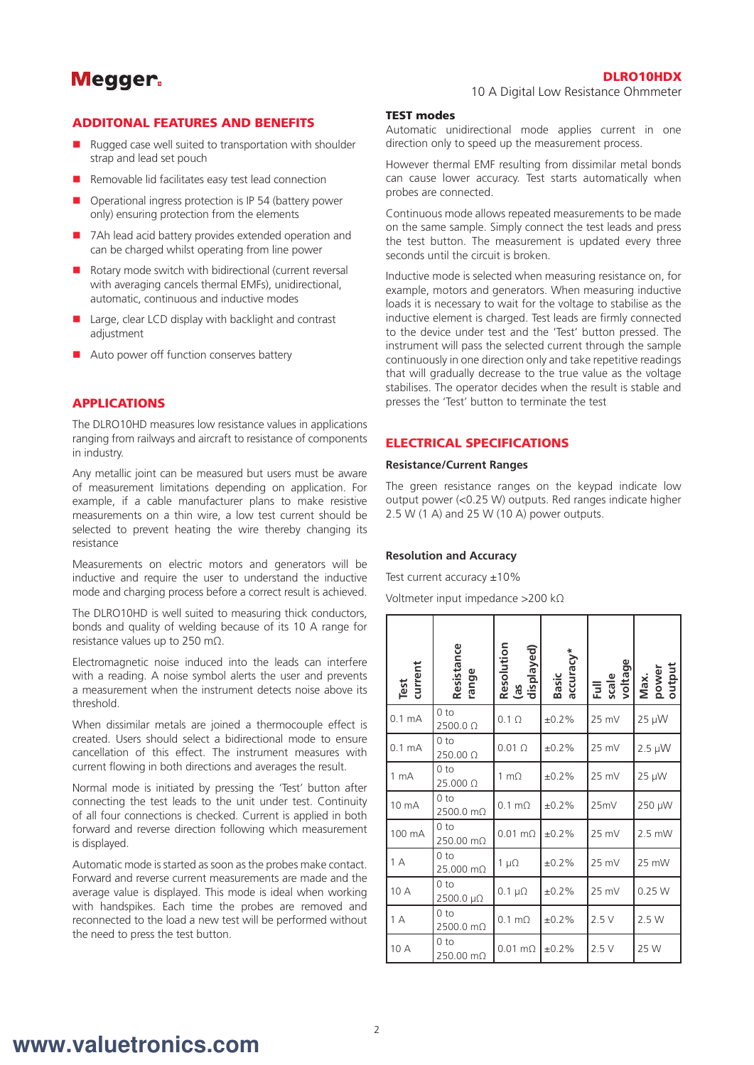## ADDITONAL FEATURES AND BENEFITS

- Rugged case well suited to transportation with shoulder strap and lead set pouch
- Removable lid facilitates easy test lead connection
- Operational ingress protection is IP 54 (battery power only) ensuring protection from the elements
- 7Ah lead acid battery provides extended operation and can be charged whilst operating from line power
- Rotary mode switch with bidirectional (current reversal with averaging cancels thermal EMFs), unidirectional, automatic, continuous and inductive modes
- Large, clear LCD display with backlight and contrast adjustment
- Auto power off function conserves battery

## APPLICATIONS

The DLRO10HD measures low resistance values in applications ranging from railways and aircraft to resistance of components in industry.

Any metallic joint can be measured but users must be aware of measurement limitations depending on application. For example, if a cable manufacturer plans to make resistive measurements on a thin wire, a low test current should be selected to prevent heating the wire thereby changing its resistance

Measurements on electric motors and generators will be inductive and require the user to understand the inductive mode and charging process before a correct result is achieved.

The DLRO10HD is well suited to measuring thick conductors, bonds and quality of welding because of its 10 A range for resistance values up to 250 mΩ.

Electromagnetic noise induced into the leads can interfere with a reading. A noise symbol alerts the user and prevents a measurement when the instrument detects noise above its threshold.

When dissimilar metals are joined a thermocouple effect is created. Users should select a bidirectional mode to ensure cancellation of this effect. The instrument measures with current flowing in both directions and averages the result.

Normal mode is initiated by pressing the 'Test' button after connecting the test leads to the unit under test. Continuity of all four connections is checked. Current is applied in both forward and reverse direction following which measurement is displayed.

Automatic mode is started as soon as the probes make contact. Forward and reverse current measurements are made and the average value is displayed. This mode is ideal when working with handspikes. Each time the probes are removed and reconnected to the load a new test will be performed without the need to press the test button.

### TEST modes

Automatic unidirectional mode applies current in one direction only to speed up the measurement process.

However thermal EMF resulting from dissimilar metal bonds can cause lower accuracy. Test starts automatically when probes are connected.

Continuous mode allows repeated measurements to be made on the same sample. Simply connect the test leads and press the test button. The measurement is updated every three seconds until the circuit is broken.

Inductive mode is selected when measuring resistance on, for example, motors and generators. When measuring inductive loads it is necessary to wait for the voltage to stabilise as the inductive element is charged. Test leads are firmly connected to the device under test and the 'Test' button pressed. The instrument will pass the selected current through the sample continuously in one direction only and take repetitive readings that will gradually decrease to the true value as the voltage stabilises. The operator decides when the result is stable and presses the 'Test' button to terminate the test

## ELECTRICAL SPECIFICATIONS

### Resistance/Current Ranges

The green resistance ranges on the keypad indicate low output power (<0.25 W) outputs. Red ranges indicate higher 2.5 W (1 A) and 25 W (10 A) power outputs.

### Resolution and Accuracy

Test current accuracy ±10%

Voltmeter input impedance >200 kΩ

| Test current | Resistance range | Resolution (as displayed) | Basic accuracy* | Full scale voltage | Max. power output |
|---|---|---|---|---|---|
| 0.1 mA | 0 to 2500.0 Ω | 0.1 Ω | ±0.2% | 25 mV | 25 μW |
| 0.1 mA | 0 to 250.00 Ω | 0.01 Ω | ±0.2% | 25 mV | 2.5 μW |
| 1 mA | 0 to 25.000 Ω | 1 mΩ | ±0.2% | 25 mV | 25 μW |
| 10 mA | 0 to 2500.0 mΩ | 0.1 mΩ | ±0.2% | 25mV | 250 μW |
| 100 mA | 0 to 250.00 mΩ | 0.01 mΩ | ±0.2% | 25 mV | 2.5 mW |
| 1 A | 0 to 25.000 mΩ | 1 μΩ | ±0.2% | 25 mV | 25 mW |
| 10 A | 0 to 2500.0 μΩ | 0.1 μΩ | ±0.2% | 25 mV | 0.25 W |
| 1 A | 0 to 2500.0 mΩ | 0.1 mΩ | ±0.2% | 2.5 V | 2.5 W |
| 10 A | 0 to 250.00 mΩ | 0.01 mΩ | ±0.2% | 2.5 V | 25 W |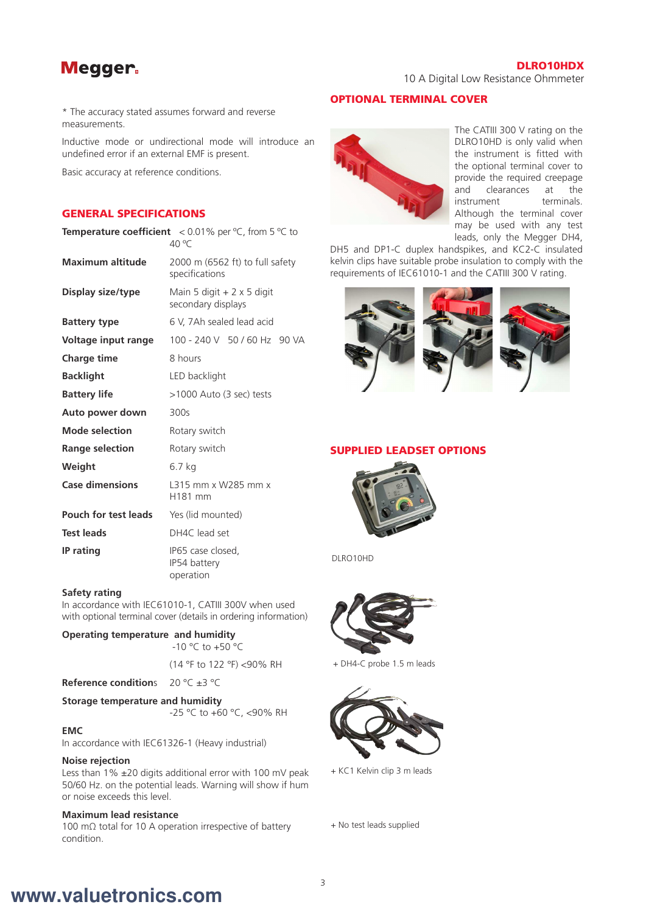\* The accuracy stated assumes forward and reverse measurements.

Inductive mode or undirectional mode will introduce an undefined error if an external EMF is present.

Basic accuracy at reference conditions.

## GENERAL SPECIFICATIONS

| | |
|---|---|
| **Temperature coefficient** | < 0.01% per °C, from 5 °C to 40 °C |
| **Maximum altitude** | 2000 m (6562 ft) to full safety specifications |
| **Display size/type** | Main 5 digit + 2 x 5 digit secondary displays |
| **Battery type** | 6 V, 7Ah sealed lead acid |
| **Voltage input range** | 100 - 240 V 50 / 60 Hz 90 VA |
| **Charge time** | 8 hours |
| **Backlight** | LED backlight |
| **Battery life** | >1000 Auto (3 sec) tests |
| **Auto power down** | 300s |
| **Mode selection** | Rotary switch |
| **Range selection** | Rotary switch |
| **Weight** | 6.7 kg |
| **Case dimensions** | L315 mm x W285 mm x H181 mm |
| **Pouch for test leads** | Yes (lid mounted) |
| **Test leads** | DH4C lead set |
| **IP rating** | IP65 case closed, IP54 battery operation |

**Safety rating**
In accordance with IEC61010-1, CATIII 300V when used with optional terminal cover (details in ordering information)

**Operating temperature and humidity**
-10 °C to +50 °C
(14 °F to 122 °F) <90% RH

**Reference conditions** 20 °C ±3 °C

**Storage temperature and humidity**
-25 °C to +60 °C, <90% RH

**EMC**
In accordance with IEC61326-1 (Heavy industrial)

**Noise rejection**
Less than 1% ±20 digits additional error with 100 mV peak 50/60 Hz. on the potential leads. Warning will show if hum or noise exceeds this level.

**Maximum lead resistance**
100 mΩ total for 10 A operation irrespective of battery condition.

## OPTIONAL TERMINAL COVER

The CATIII 300 V rating on the DLRO10HD is only valid when the instrument is fitted with the optional terminal cover to provide the required creepage and clearances at the instrument terminals. Although the terminal cover may be used with any test leads, only the Megger DH4, DH5 and DP1-C duplex handspikes, and KC2-C insulated kelvin clips have suitable probe insulation to comply with the requirements of IEC61010-1 and the CATIII 300 V rating.

## SUPPLIED LEADSET OPTIONS

DLRO10HD

+ DH4-C probe 1.5 m leads

+ KC1 Kelvin clip 3 m leads

+ No test leads supplied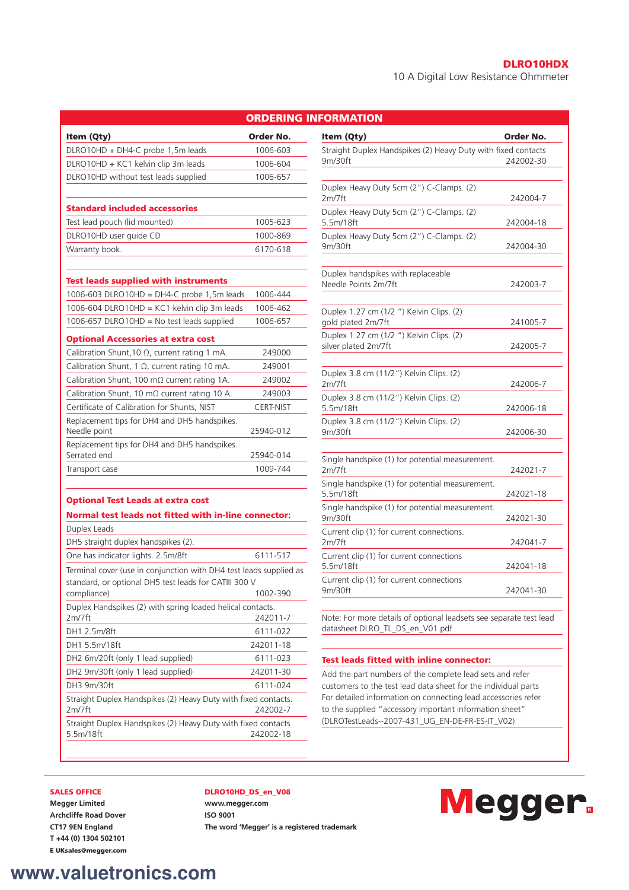# ORDERING INFORMATION

| Item (Qty) | Order No. |
|---|---|
| DLRO10HD + DH4-C probe 1,5m leads | 1006-603 |
| DLRO10HD + KC1 kelvin clip 3m leads | 1006-604 |
| DLRO10HD without test leads supplied | 1006-657 |

**Standard included accessories**

| | |
|---|---|
| Test lead pouch (lid mounted) | 1005-623 |
| DLRO10HD user guide CD | 1000-869 |
| Warranty book. | 6170-618 |

**Test leads supplied with instruments**

| | |
|---|---|
| 1006-603 DLRO10HD = DH4-C probe 1,5m leads | 1006-444 |
| 1006-604 DLRO10HD = KC1 kelvin clip 3m leads | 1006-462 |
| 1006-657 DLRO10HD = No test leads supplied | 1006-657 |

**Optional Accessories at extra cost**

| | |
|---|---|
| Calibration Shunt,10 Ω, current rating 1 mA. | 249000 |
| Calibration Shunt, 1 Ω, current rating 10 mA. | 249001 |
| Calibration Shunt, 100 mΩ current rating 1A. | 249002 |
| Calibration Shunt, 10 mΩ current rating 10 A. | 249003 |
| Certificate of Calibration for Shunts, NIST | CERT-NIST |
| Replacement tips for DH4 and DH5 handspikes. Needle point | 25940-012 |
| Replacement tips for DH4 and DH5 handspikes. Serrated end | 25940-014 |
| Transport case | 1009-744 |

**Optional Test Leads at extra cost**

**Normal test leads not fitted with in-line connector:**

| | |
|---|---|
| Duplex Leads | |
| DH5 straight duplex handspikes (2). | |
| One has indicator lights. 2.5m/8ft | 6111-517 |
| Terminal cover (use in conjunction with DH4 test leads supplied as standard, or optional DH5 test leads for CATIII 300 V compliance) | 1002-390 |
| Duplex Handspikes (2) with spring loaded helical contacts. 2m/7ft | 242011-7 |
| DH1 2.5m/8ft | 6111-022 |
| DH1 5.5m/18ft | 242011-18 |
| DH2 6m/20ft (only 1 lead supplied) | 6111-023 |
| DH2 9m/30ft (only 1 lead supplied) | 242011-30 |
| DH3 9m/30ft | 6111-024 |
| Straight Duplex Handspikes (2) Heavy Duty with fixed contacts. 2m/7ft | 242002-7 |
| Straight Duplex Handspikes (2) Heavy Duty with fixed contacts 5.5m/18ft | 242002-18 |

| Item (Qty) | Order No. |
|---|---|
| Straight Duplex Handspikes (2) Heavy Duty with fixed contacts 9m/30ft | 242002-30 |
| Duplex Heavy Duty 5cm (2”) C-Clamps. (2) 2m/7ft | 242004-7 |
| Duplex Heavy Duty 5cm (2”) C-Clamps. (2) 5.5m/18ft | 242004-18 |
| Duplex Heavy Duty 5cm (2”) C-Clamps. (2) 9m/30ft | 242004-30 |
| Duplex handspikes with replaceable Needle Points 2m/7ft | 242003-7 |
| Duplex 1.27 cm (1/2 ”) Kelvin Clips. (2) gold plated 2m/7ft | 241005-7 |
| Duplex 1.27 cm (1/2 ”) Kelvin Clips. (2) silver plated 2m/7ft | 242005-7 |
| Duplex 3.8 cm (11/2”) Kelvin Clips. (2) 2m/7ft | 242006-7 |
| Duplex 3.8 cm (11/2”) Kelvin Clips. (2) 5.5m/18ft | 242006-18 |
| Duplex 3.8 cm (11/2”) Kelvin Clips. (2) 9m/30ft | 242006-30 |
| Single handspike (1) for potential measurement. 2m/7ft | 242021-7 |
| Single handspike (1) for potential measurement. 5.5m/18ft | 242021-18 |
| Single handspike (1) for potential measurement. 9m/30ft | 242021-30 |
| Current clip (1) for current connections. 2m/7ft | 242041-7 |
| Current clip (1) for current connections 5.5m/18ft | 242041-18 |
| Current clip (1) for current connections 9m/30ft | 242041-30 |

Note: For more details of optional leadsets see separate test lead datasheet DLRO_TL_DS_en_V01.pdf

**Test leads fitted with inline connector:**

Add the part numbers of the complete lead sets and refer customers to the test lead data sheet for the individual parts For detailed information on connecting lead accessories refer to the supplied “accessory important information sheet” (DLROTestLeads--2007-431_UG_EN-DE-FR-ES-IT_V02)

**SALES OFFICE**
**Megger Limited**
**Archcliffe Road Dover**
**CT17 9EN England**
**T +44 (0) 1304 502101**
**E UKsales@megger.com**

**DLRO10HD_DS_en_V08**
**www.megger.com**
**ISO 9001**
**The word ‘Megger’ is a registered trademark**

Megger.